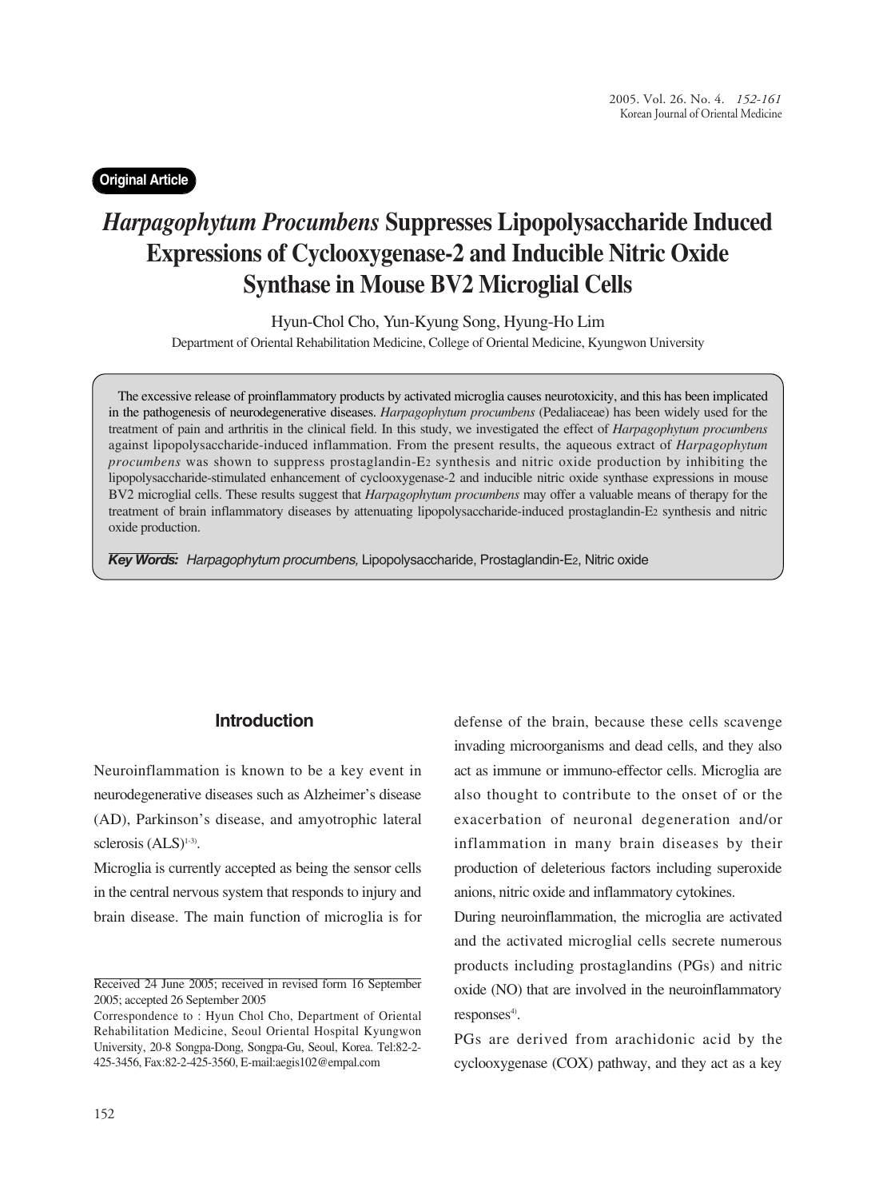**Original Article**

# *Harpagophytum Procumbens* Suppresses Lipopolysaccharide Induced Expressions of Cyclooxygenase-2 and Inducible Nitric Oxide Synthase in Mouse BV2 Microglial Cells

Hyun-Chol Cho, Yun-Kyung Song, Hyung-Ho Lim

Department of Oriental Rehabilitation Medicine, College of Oriental Medicine, Kyungwon University

The excessive release of proinflammatory products by activated microglia causes neurotoxicity, and this has been implicated in the pathogenesis of neurodegenerative diseases. *Harpagophytum procumbens* (Pedaliaceae) has been widely used for the treatment of pain and arthritis in the clinical field. In this study, we investigated the effect of *Harpagophytum procumbens* against lipopolysaccharide-induced inflammation. From the present results, the aqueous extract of *Harpagophytum procumbens* was shown to suppress prostaglandin-$E_2$ synthesis and nitric oxide production by inhibiting the lipopolysaccharide-stimulated enhancement of cyclooxygenase-2 and inducible nitric oxide synthase expressions in mouse BV2 microglial cells. These results suggest that *Harpagophytum procumbens* may offer a valuable means of therapy for the treatment of brain inflammatory diseases by attenuating lipopolysaccharide-induced prostaglandin-$E_2$ synthesis and nitric oxide production.

***Key Words:*** *Harpagophytum procumbens,* Lipopolysaccharide, Prostaglandin-$E_2$, Nitric oxide

## Introduction

Neuroinflammation is known to be a key event in neurodegenerative diseases such as Alzheimer's disease (AD), Parkinson's disease, and amyotrophic lateral sclerosis (ALS)[1-3].

Microglia is currently accepted as being the sensor cells in the central nervous system that responds to injury and brain disease. The main function of microglia is for defense of the brain, because these cells scavenge invading microorganisms and dead cells, and they also act as immune or immuno-effector cells. Microglia are also thought to contribute to the onset of or the exacerbation of neuronal degeneration and/or inflammation in many brain diseases by their production of deleterious factors including superoxide anions, nitric oxide and inflammatory cytokines.

During neuroinflammation, the microglia are activated and the activated microglial cells secrete numerous products including prostaglandins (PGs) and nitric oxide (NO) that are involved in the neuroinflammatory responses[4].

PGs are derived from arachidonic acid by the cyclooxygenase (COX) pathway, and they act as a key

Received 24 June 2005; received in revised form 16 September 2005; accepted 26 September 2005

Correspondence to : Hyun Chol Cho, Department of Oriental Rehabilitation Medicine, Seoul Oriental Hospital Kyungwon University, 20-8 Songpa-Dong, Songpa-Gu, Seoul, Korea. Tel:82-2-425-3456, Fax:82-2-425-3560, E-mail:aegis102@empal.com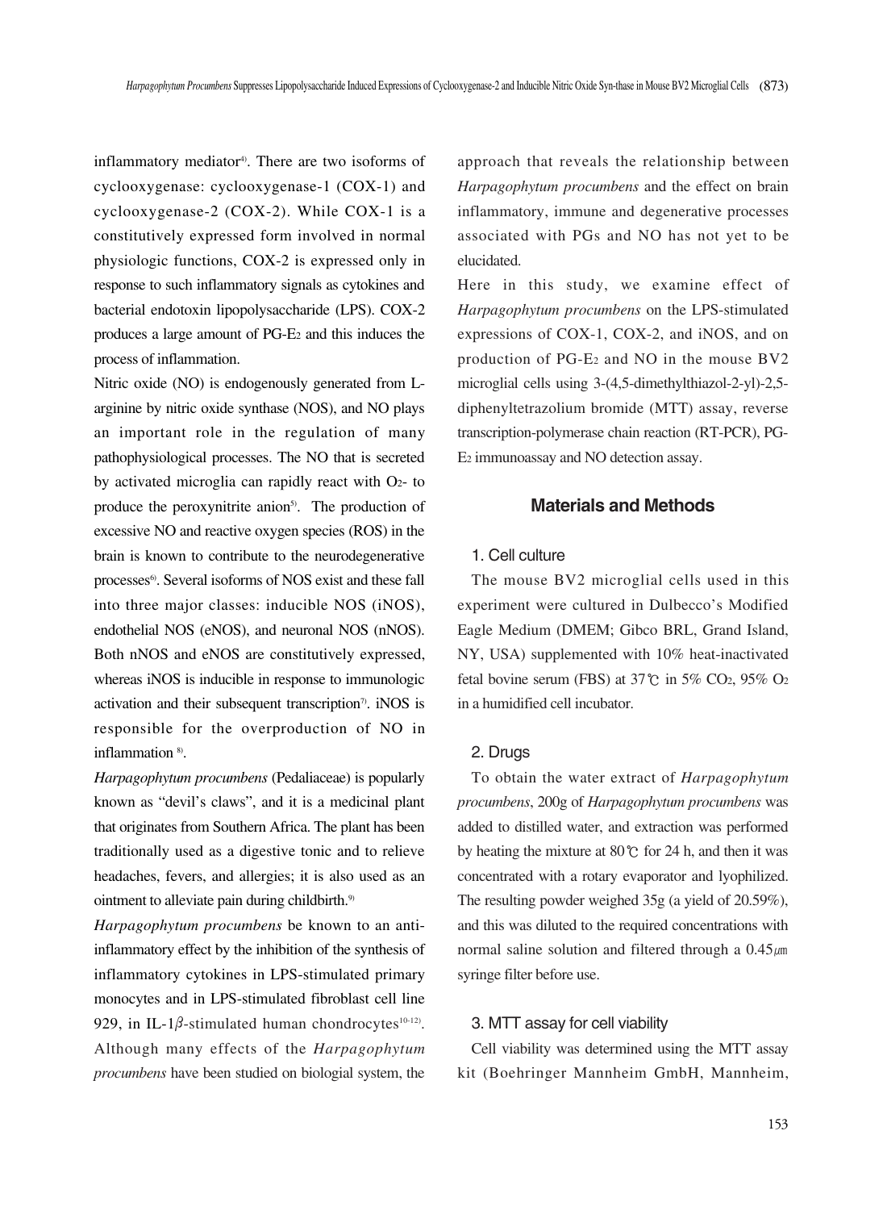inflammatory mediator[4]. There are two isoforms of cyclooxygenase: cyclooxygenase-1 (COX-1) and cyclooxygenase-2 (COX-2). While COX-1 is a constitutively expressed form involved in normal physiologic functions, COX-2 is expressed only in response to such inflammatory signals as cytokines and bacterial endotoxin lipopolysaccharide (LPS). COX-2 produces a large amount of PG-$E_2$ and this induces the process of inflammation.

Nitric oxide (NO) is endogenously generated from L-arginine by nitric oxide synthase (NOS), and NO plays an important role in the regulation of many pathophysiological processes. The NO that is secreted by activated microglia can rapidly react with $O_2$- to produce the peroxynitrite anion[5]. The production of excessive NO and reactive oxygen species (ROS) in the brain is known to contribute to the neurodegenerative processes[6]. Several isoforms of NOS exist and these fall into three major classes: inducible NOS (iNOS), endothelial NOS (eNOS), and neuronal NOS (nNOS). Both nNOS and eNOS are constitutively expressed, whereas iNOS is inducible in response to immunologic activation and their subsequent transcription[7]. iNOS is responsible for the overproduction of NO in inflammation [8].

*Harpagophytum procumbens* (Pedaliaceae) is popularly known as "devil's claws", and it is a medicinal plant that originates from Southern Africa. The plant has been traditionally used as a digestive tonic and to relieve headaches, fevers, and allergies; it is also used as an ointment to alleviate pain during childbirth.[9]

*Harpagophytum procumbens* be known to an anti-inflammatory effect by the inhibition of the synthesis of inflammatory cytokines in LPS-stimulated primary monocytes and in LPS-stimulated fibroblast cell line 929, in IL-1$\beta$-stimulated human chondrocytes[10-12]. Although many effects of the *Harpagophytum procumbens* have been studied on biologial system, the approach that reveals the relationship between *Harpagophytum procumbens* and the effect on brain inflammatory, immune and degenerative processes associated with PGs and NO has not yet to be elucidated.

Here in this study, we examine effect of *Harpagophytum procumbens* on the LPS-stimulated expressions of COX-1, COX-2, and iNOS, and on production of PG-$E_2$ and NO in the mouse BV2 microglial cells using 3-(4,5-dimethylthiazol-2-yl)-2,5-diphenyltetrazolium bromide (MTT) assay, reverse transcription-polymerase chain reaction (RT-PCR), PG-$E_2$ immunoassay and NO detection assay.

## Materials and Methods

### 1. Cell culture

The mouse BV2 microglial cells used in this experiment were cultured in Dulbecco's Modified Eagle Medium (DMEM; Gibco BRL, Grand Island, NY, USA) supplemented with 10% heat-inactivated fetal bovine serum (FBS) at 37℃ in 5% $CO_2$, 95% $O_2$ in a humidified cell incubator.

### 2. Drugs

To obtain the water extract of *Harpagophytum procumbens*, 200g of *Harpagophytum procumbens* was added to distilled water, and extraction was performed by heating the mixture at 80℃ for 24 h, and then it was concentrated with a rotary evaporator and lyophilized. The resulting powder weighed 35g (a yield of 20.59%), and this was diluted to the required concentrations with normal saline solution and filtered through a 0.45㎛ syringe filter before use.

### 3. MTT assay for cell viability

Cell viability was determined using the MTT assay kit (Boehringer Mannheim GmbH, Mannheim,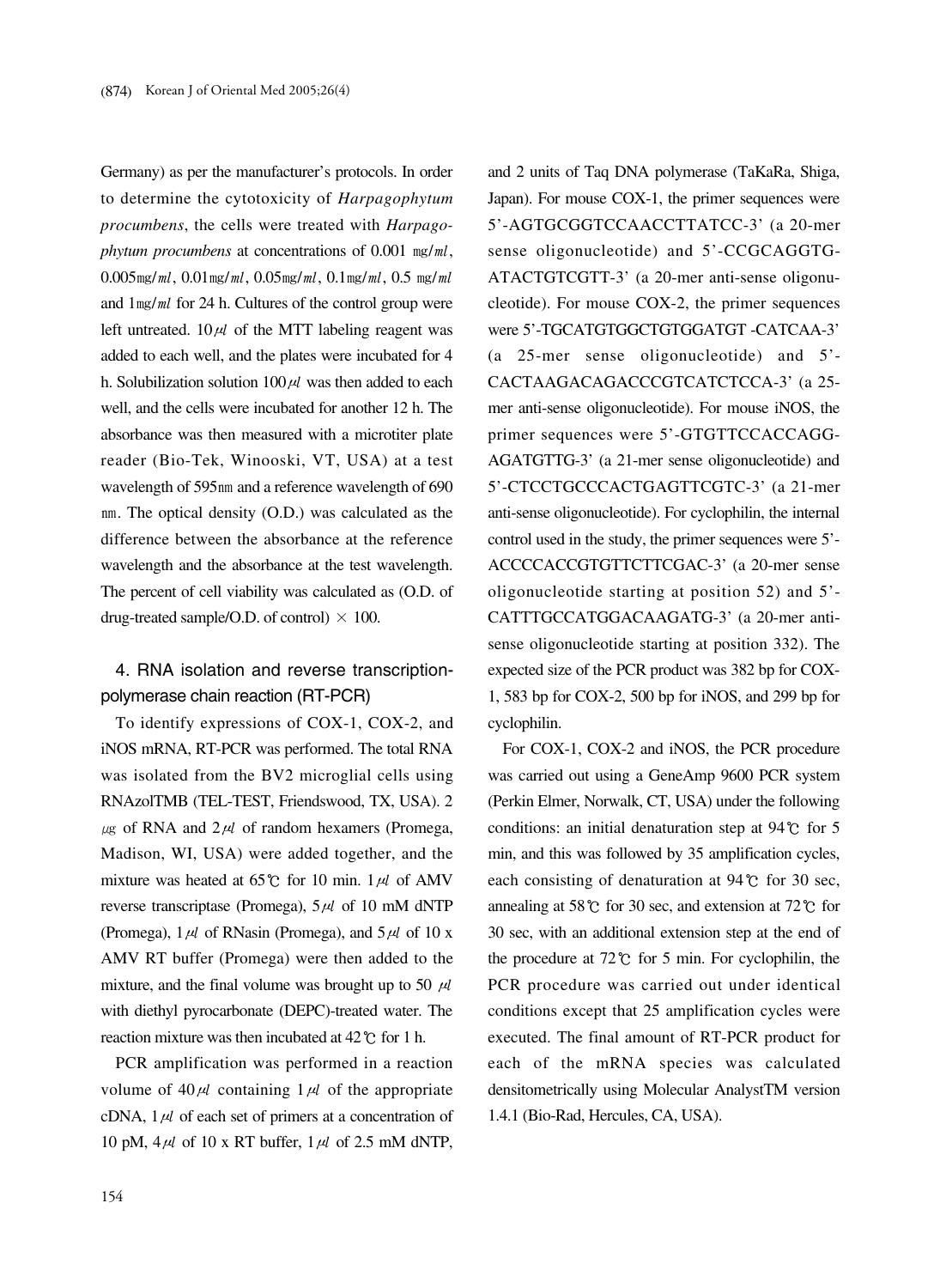Germany) as per the manufacturer's protocols. In order to determine the cytotoxicity of *Harpagophytum procumbens*, the cells were treated with *Harpagophytum procumbens* at concentrations of 0.001 ㎎/㎖, 0.005㎎/㎖, 0.01㎎/㎖, 0.05㎎/㎖, 0.1㎎/㎖, 0.5 ㎎/㎖ and 1㎎/㎖ for 24 h. Cultures of the control group were left untreated. 10㎕ of the MTT labeling reagent was added to each well, and the plates were incubated for 4 h. Solubilization solution 100㎕ was then added to each well, and the cells were incubated for another 12 h. The absorbance was then measured with a microtiter plate reader (Bio-Tek, Winooski, VT, USA) at a test wavelength of 595㎚ and a reference wavelength of 690 ㎚. The optical density (O.D.) was calculated as the difference between the absorbance at the reference wavelength and the absorbance at the test wavelength. The percent of cell viability was calculated as (O.D. of drug-treated sample/O.D. of control) × 100.

### 4. RNA isolation and reverse transcription-polymerase chain reaction (RT-PCR)

To identify expressions of COX-1, COX-2, and iNOS mRNA, RT-PCR was performed. The total RNA was isolated from the BV2 microglial cells using RNAzolTMB (TEL-TEST, Friendswood, TX, USA). 2 ㎍ of RNA and 2㎕ of random hexamers (Promega, Madison, WI, USA) were added together, and the mixture was heated at 65℃ for 10 min. 1㎕ of AMV reverse transcriptase (Promega), 5㎕ of 10 mM dNTP (Promega), 1㎕ of RNasin (Promega), and 5㎕ of 10 x AMV RT buffer (Promega) were then added to the mixture, and the final volume was brought up to 50 ㎕ with diethyl pyrocarbonate (DEPC)-treated water. The reaction mixture was then incubated at 42℃ for 1 h.

PCR amplification was performed in a reaction volume of 40㎕ containing 1㎕ of the appropriate cDNA, 1㎕ of each set of primers at a concentration of 10 pM, 4㎕ of 10 x RT buffer, 1㎕ of 2.5 mM dNTP, and 2 units of Taq DNA polymerase (TaKaRa, Shiga, Japan). For mouse COX-1, the primer sequences were 5'-AGTGCGGTCCAACCTTATCC-3' (a 20-mer sense oligonucleotide) and 5'-CCGCAGGTG-ATACTGTCGTT-3' (a 20-mer anti-sense oligonucleotide). For mouse COX-2, the primer sequences were 5'-TGCATGTGGCTGTGGATGT -CATCAA-3' (a 25-mer sense oligonucleotide) and 5'-CACTAAGACAGACCCGTCATCTCCA-3' (a 25-mer anti-sense oligonucleotide). For mouse iNOS, the primer sequences were 5'-GTGTTCCACCAGG-AGATGTTG-3' (a 21-mer sense oligonucleotide) and 5'-CTCCTGCCCACTGAGTTCGTC-3' (a 21-mer anti-sense oligonucleotide). For cyclophilin, the internal control used in the study, the primer sequences were 5'-ACCCCACCGTGTTCTTCGAC-3' (a 20-mer sense oligonucleotide starting at position 52) and 5'-CATTTGCCATGGACAAGATG-3' (a 20-mer anti-sense oligonucleotide starting at position 332). The expected size of the PCR product was 382 bp for COX-1, 583 bp for COX-2, 500 bp for iNOS, and 299 bp for cyclophilin.

For COX-1, COX-2 and iNOS, the PCR procedure was carried out using a GeneAmp 9600 PCR system (Perkin Elmer, Norwalk, CT, USA) under the following conditions: an initial denaturation step at 94℃ for 5 min, and this was followed by 35 amplification cycles, each consisting of denaturation at 94℃ for 30 sec, annealing at 58℃ for 30 sec, and extension at 72℃ for 30 sec, with an additional extension step at the end of the procedure at 72℃ for 5 min. For cyclophilin, the PCR procedure was carried out under identical conditions except that 25 amplification cycles were executed. The final amount of RT-PCR product for each of the mRNA species was calculated densitometrically using Molecular AnalystTM version 1.4.1 (Bio-Rad, Hercules, CA, USA).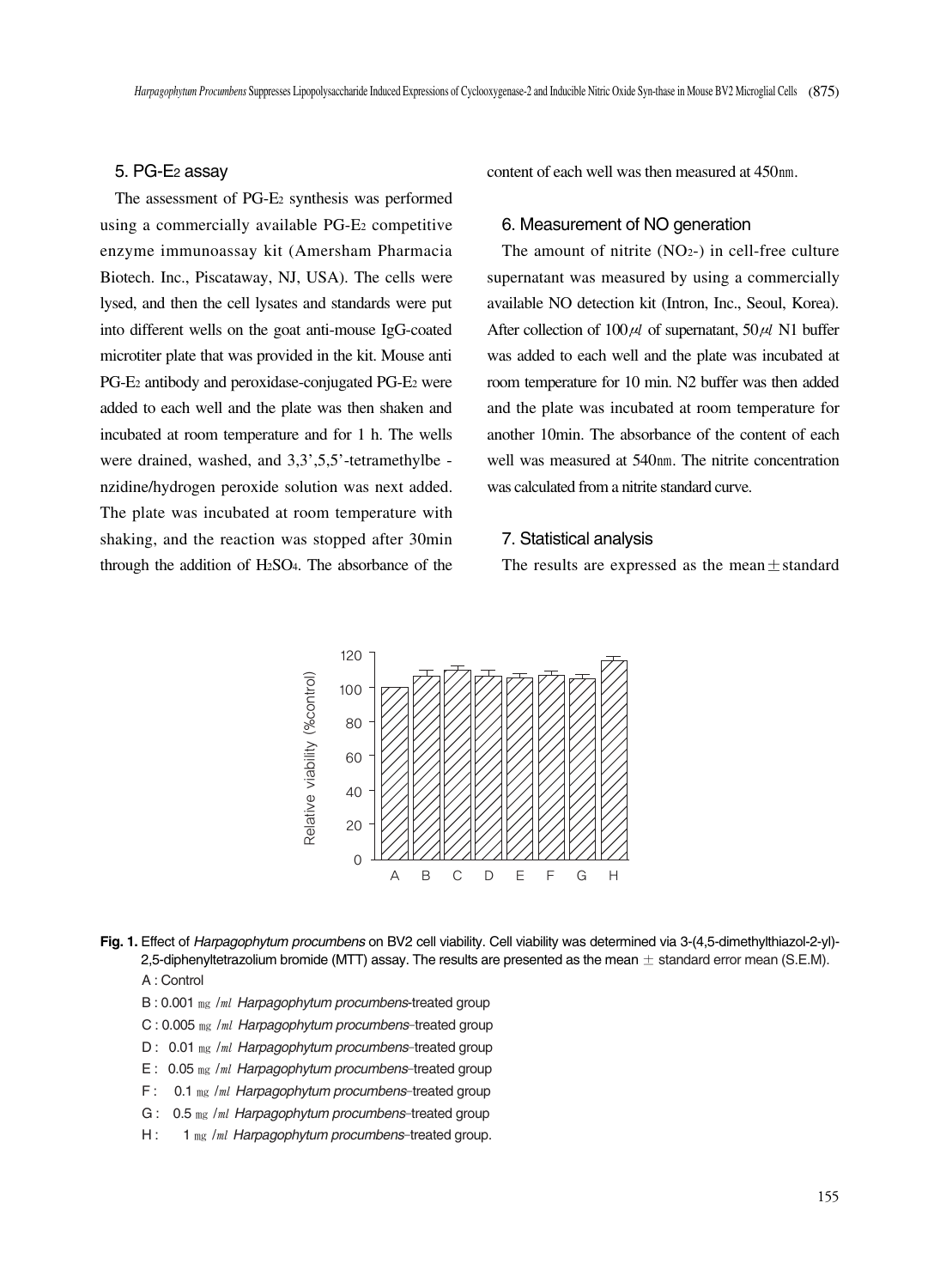### 5. PG-E2 assay

The assessment of $PG\text{-}E_2$ synthesis was performed using a commercially available $PG\text{-}E_2$ competitive enzyme immunoassay kit (Amersham Pharmacia Biotech. Inc., Piscataway, NJ, USA). The cells were lysed, and then the cell lysates and standards were put into different wells on the goat anti-mouse IgG-coated microtiter plate that was provided in the kit. Mouse anti $PG\text{-}E_2$ antibody and peroxidase-conjugated $PG\text{-}E_2$ were added to each well and the plate was then shaken and incubated at room temperature and for 1 h. The wells were drained, washed, and 3,3',5,5'-tetramethylbe - nzidine/hydrogen peroxide solution was next added. The plate was incubated at room temperature with shaking, and the reaction was stopped after 30min through the addition of $H_2SO_4$. The absorbance of the content of each well was then measured at 450㎚.

### 6. Measurement of NO generation

The amount of nitrite ($NO_2^-$) in cell-free culture supernatant was measured by using a commercially available NO detection kit (Intron, Inc., Seoul, Korea). After collection of 100㎕ of supernatant, 50㎕ N1 buffer was added to each well and the plate was incubated at room temperature for 10 min. N2 buffer was then added and the plate was incubated at room temperature for another 10min. The absorbance of the content of each well was measured at 540㎚. The nitrite concentration was calculated from a nitrite standard curve.

### 7. Statistical analysis

The results are expressed as the mean ± standard

**Fig. 1.** Effect of *Harpagophytum procumbens* on BV2 cell viability. Cell viability was determined via 3-(4,5-dimethylthiazol-2-yl)-2,5-diphenyltetrazolium bromide (MTT) assay. The results are presented as the mean ± standard error mean (S.E.M).

A : Control

B : 0.001 ㎎/㎖ *Harpagophytum procumbens*-treated group

C : 0.005 ㎎/㎖ *Harpagophytum procumbens*–treated group

D : 0.01 ㎎/㎖ *Harpagophytum procumbens*–treated group

E : 0.05 ㎎/㎖ *Harpagophytum procumbens*–treated group

F : 0.1 ㎎/㎖ *Harpagophytum procumbens*–treated group

G : 0.5 ㎎/㎖ *Harpagophytum procumbens*–treated group

H : 1 ㎎/㎖ *Harpagophytum procumbens*–treated group.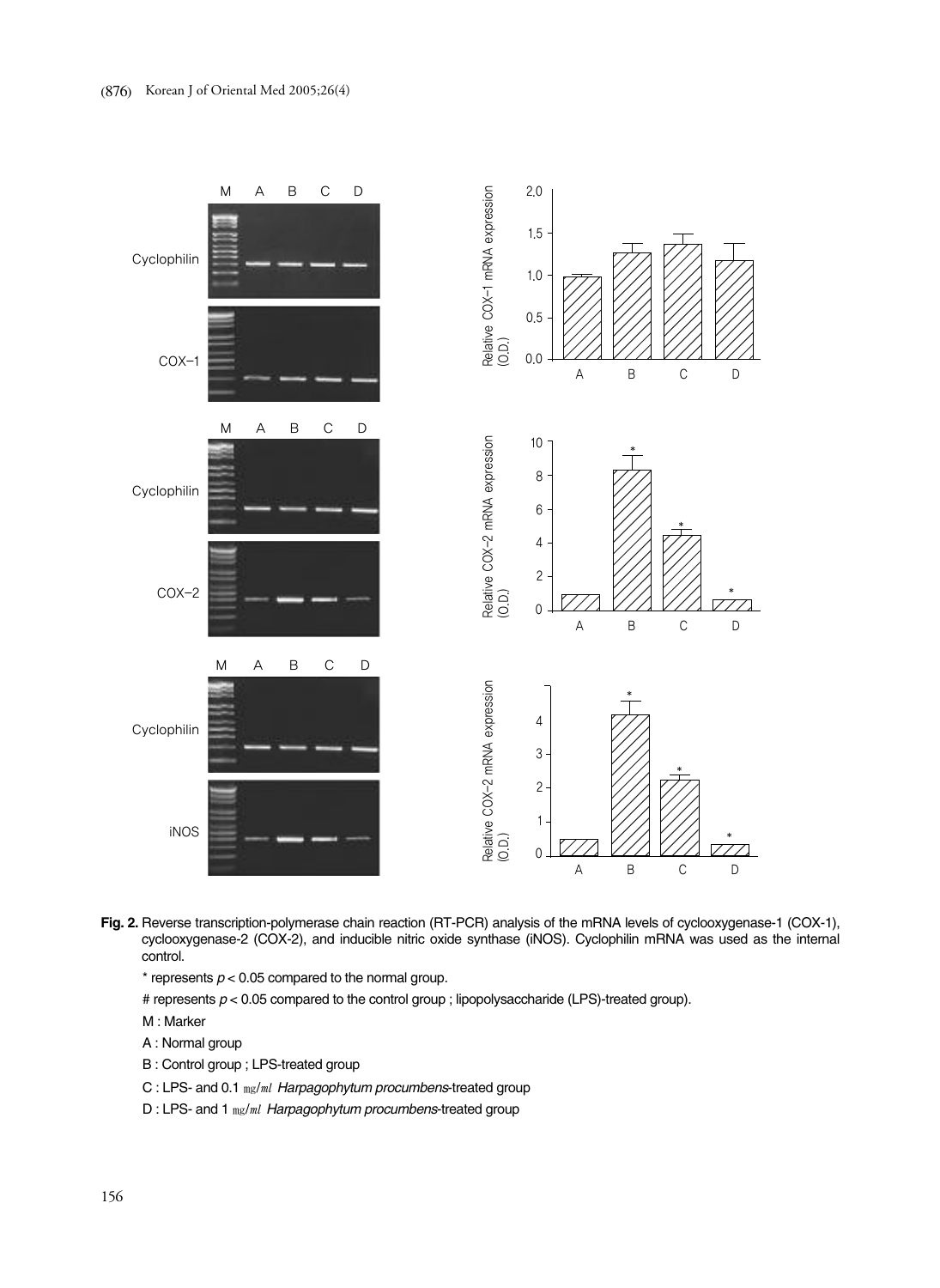**Fig. 2.** Reverse transcription-polymerase chain reaction (RT-PCR) analysis of the mRNA levels of cyclooxygenase-1 (COX-1), cyclooxygenase-2 (COX-2), and inducible nitric oxide synthase (iNOS). Cyclophilin mRNA was used as the internal control.

\* represents $p < 0.05$ compared to the normal group.

\# represents $p < 0.05$ compared to the control group ; lipopolysaccharide (LPS)-treated group).

M : Marker

A : Normal group

B : Control group ; LPS-treated group

C : LPS- and 0.1 ㎎/㎖ *Harpagophytum procumbens*-treated group

D : LPS- and 1 ㎎/㎖ *Harpagophytum procumbens*-treated group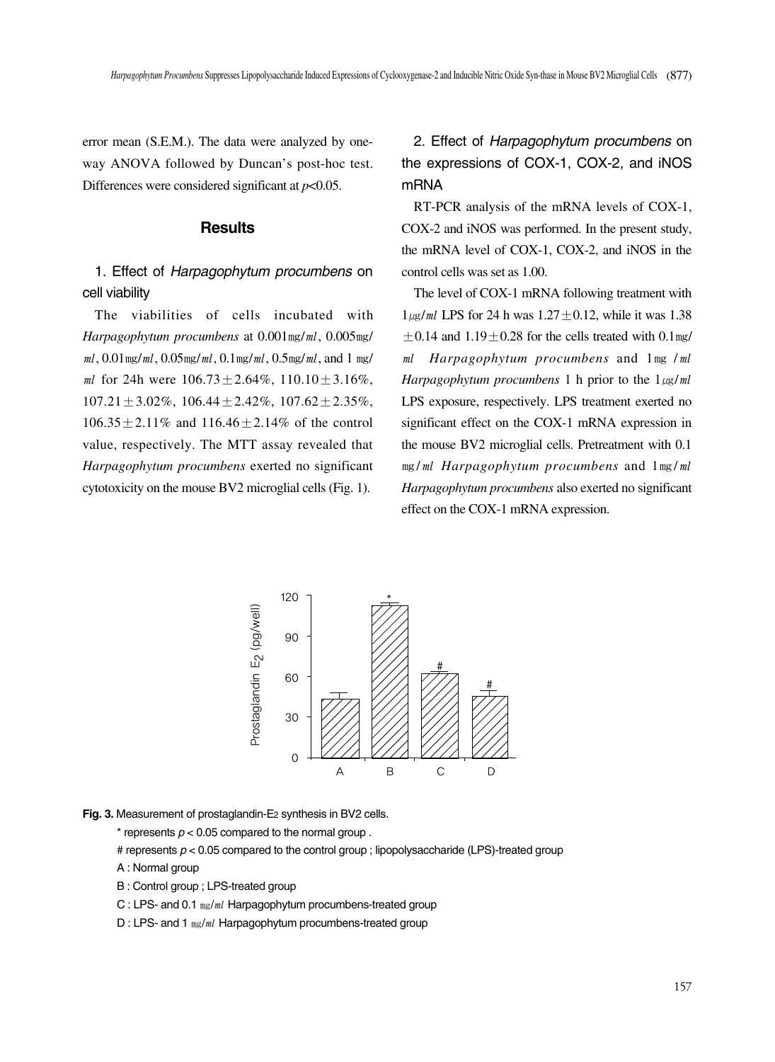error mean (S.E.M.). The data were analyzed by one-way ANOVA followed by Duncan's post-hoc test. Differences were considered significant at $p$<0.05.

## Results

### 1. Effect of *Harpagophytum procumbens* on cell viability

The viabilities of cells incubated with *Harpagophytum procumbens* at 0.001㎎/㎖, 0.005㎎/㎖, 0.01㎎/㎖, 0.05㎎/㎖, 0.1㎎/㎖, 0.5㎎/㎖, and 1 ㎎/㎖ for 24h were 106.73±2.64%, 110.10±3.16%, 107.21±3.02%, 106.44±2.42%, 107.62±2.35%, 106.35±2.11% and 116.46±2.14% of the control value, respectively. The MTT assay revealed that *Harpagophytum procumbens* exerted no significant cytotoxicity on the mouse BV2 microglial cells (Fig. 1).

### 2. Effect of *Harpagophytum procumbens* on the expressions of COX-1, COX-2, and iNOS mRNA

RT-PCR analysis of the mRNA levels of COX-1, COX-2 and iNOS was performed. In the present study, the mRNA level of COX-1, COX-2, and iNOS in the control cells was set as 1.00.

The level of COX-1 mRNA following treatment with 1㎍/㎖ LPS for 24 h was 1.27±0.12, while it was 1.38±0.14 and 1.19±0.28 for the cells treated with 0.1㎎/㎖ *Harpagophytum procumbens* and 1㎎ /㎖ *Harpagophytum procumbens* 1 h prior to the 1㎍/㎖ LPS exposure, respectively. LPS treatment exerted no significant effect on the COX-1 mRNA expression in the mouse BV2 microglial cells. Pretreatment with 0.1 ㎎/㎖ *Harpagophytum procumbens* and 1㎎/㎖ *Harpagophytum procumbens* also exerted no significant effect on the COX-1 mRNA expression.

**Fig. 3.** Measurement of prostaglandin-$E_2$ synthesis in BV2 cells.

\* represents $p$ < 0.05 compared to the normal group .

# represents $p$ < 0.05 compared to the control group ; lipopolysaccharide (LPS)-treated group

A : Normal group

B : Control group ; LPS-treated group

C : LPS- and 0.1 ㎎/㎖ Harpagophytum procumbens-treated group

D : LPS- and 1 ㎎/㎖ Harpagophytum procumbens-treated group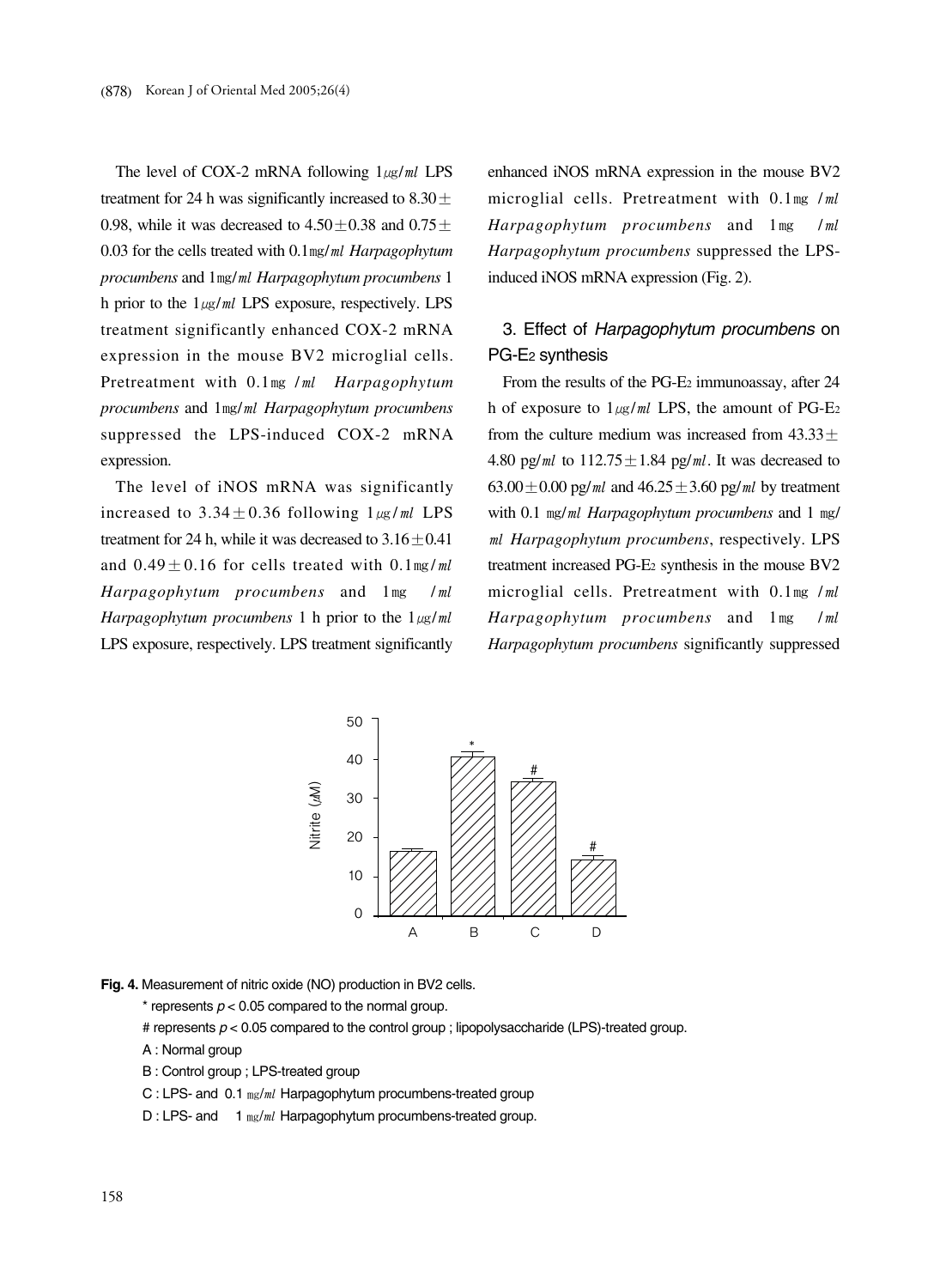The level of COX-2 mRNA following 1㎍/㎖ LPS treatment for 24 h was significantly increased to 8.30 ± 0.98, while it was decreased to 4.50 ± 0.38 and 0.75 ± 0.03 for the cells treated with 0.1㎎/㎖ *Harpagophytum procumbens* and 1㎎/㎖ *Harpagophytum procumbens* 1 h prior to the 1㎍/㎖ LPS exposure, respectively. LPS treatment significantly enhanced COX-2 mRNA expression in the mouse BV2 microglial cells. Pretreatment with 0.1㎎ /㎖ *Harpagophytum procumbens* and 1㎎/㎖ *Harpagophytum procumbens* suppressed the LPS-induced COX-2 mRNA expression.

The level of iNOS mRNA was significantly increased to 3.34 ± 0.36 following 1㎍/㎖ LPS treatment for 24 h, while it was decreased to 3.16 ± 0.41 and 0.49 ± 0.16 for cells treated with 0.1㎎/㎖ *Harpagophytum procumbens* and 1㎎ /㎖ *Harpagophytum procumbens* 1 h prior to the 1㎍/㎖ LPS exposure, respectively. LPS treatment significantly enhanced iNOS mRNA expression in the mouse BV2 microglial cells. Pretreatment with 0.1㎎ /㎖ *Harpagophytum procumbens* and 1㎎ /㎖ *Harpagophytum procumbens* suppressed the LPS-induced iNOS mRNA expression (Fig. 2).

## 3. Effect of *Harpagophytum procumbens* on PG-$E_2$ synthesis

From the results of the PG-$E_2$ immunoassay, after 24 h of exposure to 1㎍/㎖ LPS, the amount of PG-$E_2$ from the culture medium was increased from 43.33 ± 4.80 pg/㎖ to 112.75 ± 1.84 pg/㎖. It was decreased to 63.00 ± 0.00 pg/㎖ and 46.25 ± 3.60 pg/㎖ by treatment with 0.1 ㎎/㎖ *Harpagophytum procumbens* and 1 ㎎/㎖ *Harpagophytum procumbens*, respectively. LPS treatment increased PG-$E_2$ synthesis in the mouse BV2 microglial cells. Pretreatment with 0.1㎎ /㎖ *Harpagophytum procumbens* and 1㎎ /㎖ *Harpagophytum procumbens* significantly suppressed

**Fig. 4.** Measurement of nitric oxide (NO) production in BV2 cells.
\* represents $p < 0.05$ compared to the normal group.
# represents $p < 0.05$ compared to the control group ; lipopolysaccharide (LPS)-treated group.
A : Normal group
B : Control group ; LPS-treated group
C : LPS- and 0.1 ㎎/㎖ Harpagophytum procumbens-treated group
D : LPS- and 1 ㎎/㎖ Harpagophytum procumbens-treated group.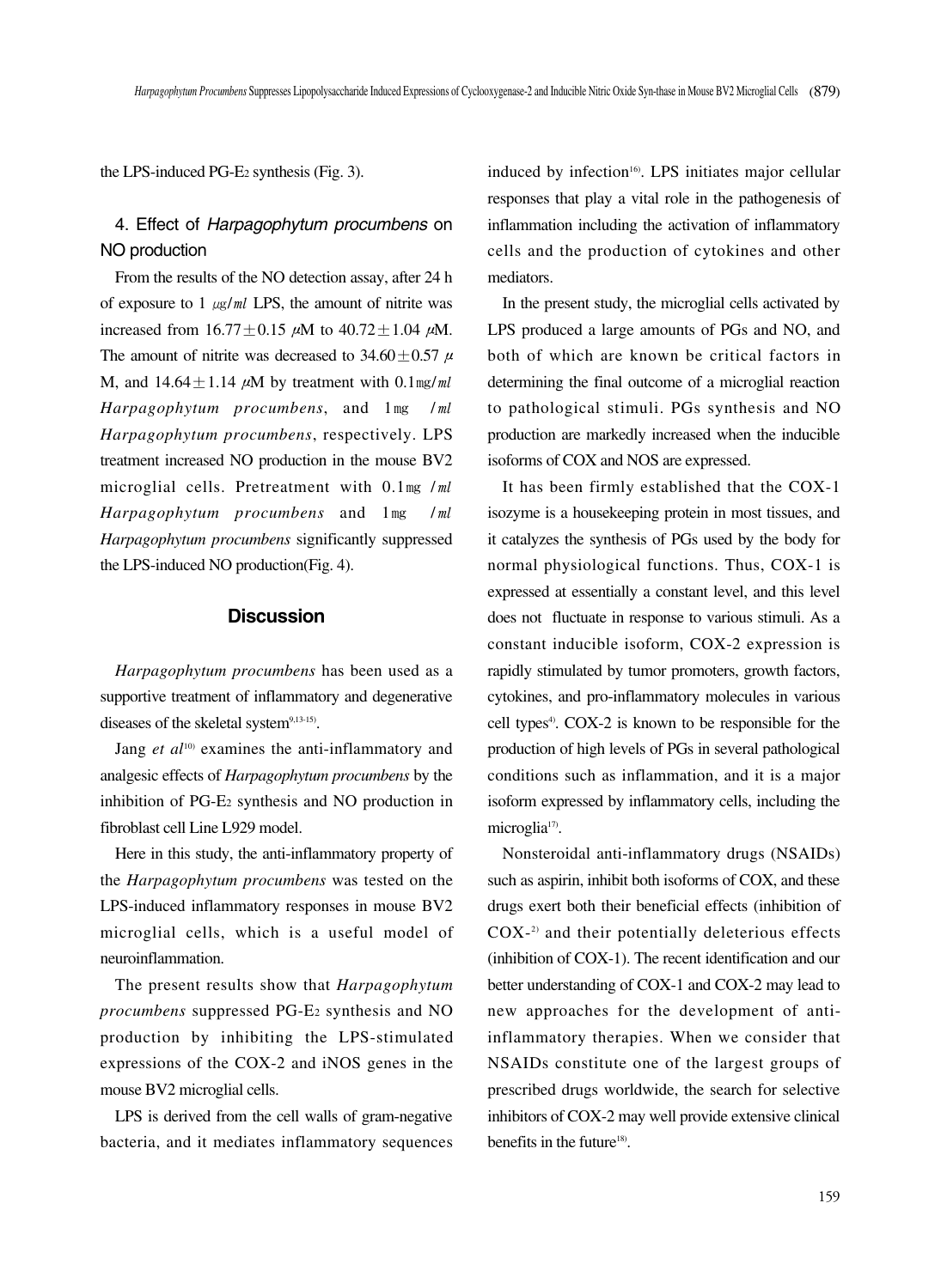the LPS-induced PG-$E_2$ synthesis (Fig. 3).

### 4. Effect of *Harpagophytum procumbens* on NO production

From the results of the NO detection assay, after 24 h of exposure to 1 ㎍/㎖ LPS, the amount of nitrite was increased from 16.77±0.15 μM to 40.72±1.04 μM. The amount of nitrite was decreased to 34.60±0.57 μM, and 14.64±1.14 μM by treatment with 0.1㎎/㎖ *Harpagophytum procumbens*, and 1㎎ /㎖ *Harpagophytum procumbens*, respectively. LPS treatment increased NO production in the mouse BV2 microglial cells. Pretreatment with 0.1㎎ /㎖ *Harpagophytum procumbens* and 1㎎ /㎖ *Harpagophytum procumbens* significantly suppressed the LPS-induced NO production(Fig. 4).

## Discussion

*Harpagophytum procumbens* has been used as a supportive treatment of inflammatory and degenerative diseases of the skeletal system[9,13-15].

Jang *et al*[10] examines the anti-inflammatory and analgesic effects of *Harpagophytum procumbens* by the inhibition of PG-$E_2$ synthesis and NO production in fibroblast cell Line L929 model.

Here in this study, the anti-inflammatory property of the *Harpagophytum procumbens* was tested on the LPS-induced inflammatory responses in mouse BV2 microglial cells, which is a useful model of neuroinflammation.

The present results show that *Harpagophytum procumbens* suppressed PG-$E_2$ synthesis and NO production by inhibiting the LPS-stimulated expressions of the COX-2 and iNOS genes in the mouse BV2 microglial cells.

LPS is derived from the cell walls of gram-negative bacteria, and it mediates inflammatory sequences induced by infection[16]. LPS initiates major cellular responses that play a vital role in the pathogenesis of inflammation including the activation of inflammatory cells and the production of cytokines and other mediators.

In the present study, the microglial cells activated by LPS produced a large amounts of PGs and NO, and both of which are known be critical factors in determining the final outcome of a microglial reaction to pathological stimuli. PGs synthesis and NO production are markedly increased when the inducible isoforms of COX and NOS are expressed.

It has been firmly established that the COX-1 isozyme is a housekeeping protein in most tissues, and it catalyzes the synthesis of PGs used by the body for normal physiological functions. Thus, COX-1 is expressed at essentially a constant level, and this level does not fluctuate in response to various stimuli. As a constant inducible isoform, COX-2 expression is rapidly stimulated by tumor promoters, growth factors, cytokines, and pro-inflammatory molecules in various cell types[4]. COX-2 is known to be responsible for the production of high levels of PGs in several pathological conditions such as inflammation, and it is a major isoform expressed by inflammatory cells, including the microglia[17].

Nonsteroidal anti-inflammatory drugs (NSAIDs) such as aspirin, inhibit both isoforms of COX, and these drugs exert both their beneficial effects (inhibition of COX-[2]) and their potentially deleterious effects (inhibition of COX-1). The recent identification and our better understanding of COX-1 and COX-2 may lead to new approaches for the development of anti-inflammatory therapies. When we consider that NSAIDs constitute one of the largest groups of prescribed drugs worldwide, the search for selective inhibitors of COX-2 may well provide extensive clinical benefits in the future[18].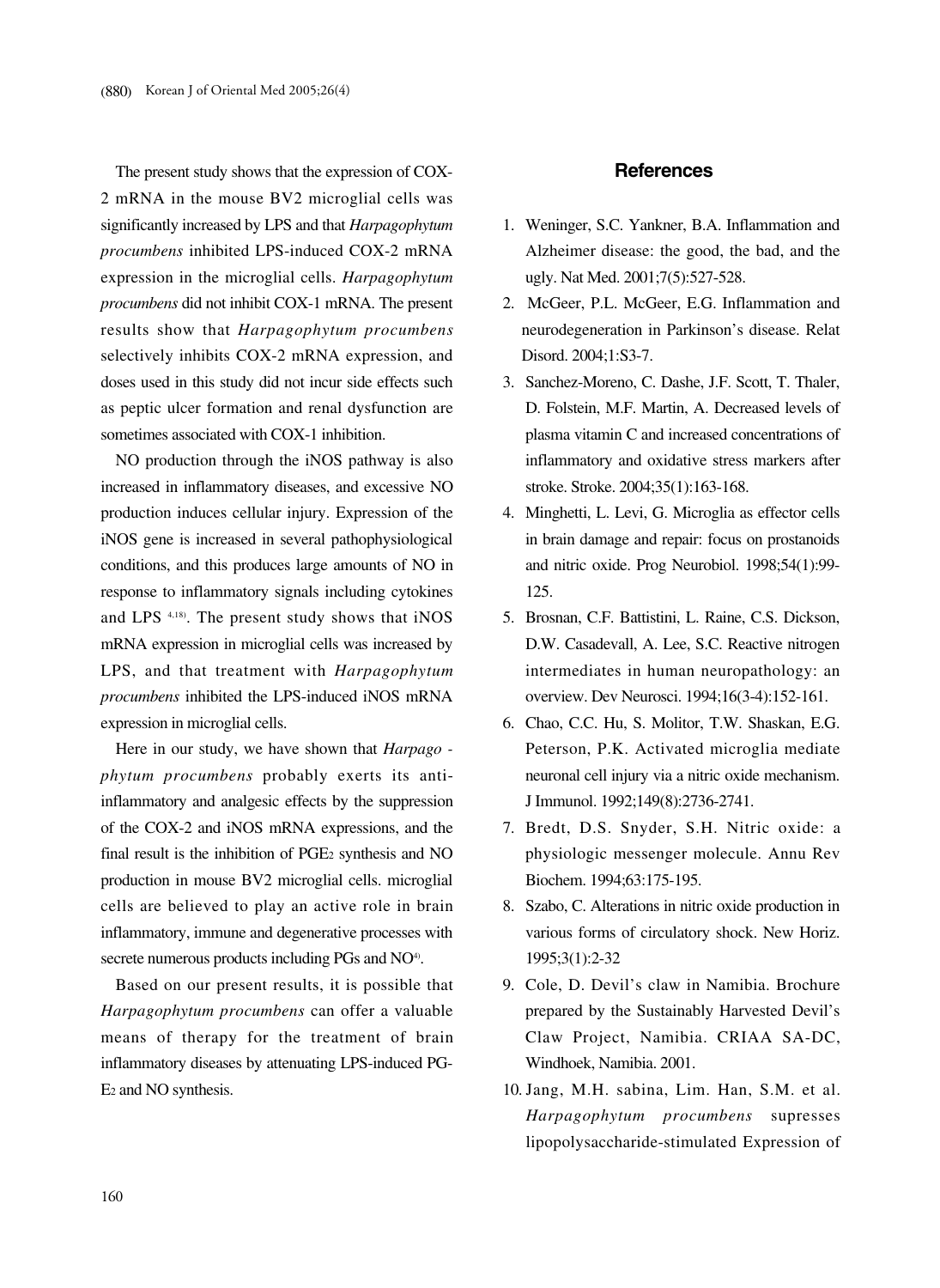The present study shows that the expression of COX-2 mRNA in the mouse BV2 microglial cells was significantly increased by LPS and that *Harpagophytum procumbens* inhibited LPS-induced COX-2 mRNA expression in the microglial cells. *Harpagophytum procumbens* did not inhibit COX-1 mRNA. The present results show that *Harpagophytum procumbens* selectively inhibits COX-2 mRNA expression, and doses used in this study did not incur side effects such as peptic ulcer formation and renal dysfunction are sometimes associated with COX-1 inhibition.

NO production through the iNOS pathway is also increased in inflammatory diseases, and excessive NO production induces cellular injury. Expression of the iNOS gene is increased in several pathophysiological conditions, and this produces large amounts of NO in response to inflammatory signals including cytokines and LPS [4,18)]. The present study shows that iNOS mRNA expression in microglial cells was increased by LPS, and that treatment with *Harpagophytum procumbens* inhibited the LPS-induced iNOS mRNA expression in microglial cells.

Here in our study, we have shown that *Harpago - phytum procumbens* probably exerts its anti-inflammatory and analgesic effects by the suppression of the COX-2 and iNOS mRNA expressions, and the final result is the inhibition of $PGE_2$ synthesis and NO production in mouse BV2 microglial cells. microglial cells are believed to play an active role in brain inflammatory, immune and degenerative processes with secrete numerous products including PGs and NO[4)].

Based on our present results, it is possible that *Harpagophytum procumbens* can offer a valuable means of therapy for the treatment of brain inflammatory diseases by attenuating LPS-induced PG-$E_2$ and NO synthesis.

## References

1. Weninger, S.C. Yankner, B.A. Inflammation and Alzheimer disease: the good, the bad, and the ugly. Nat Med. 2001;7(5):527-528.
2. McGeer, P.L. McGeer, E.G. Inflammation and neurodegeneration in Parkinson's disease. Relat Disord. 2004;1:S3-7.
3. Sanchez-Moreno, C. Dashe, J.F. Scott, T. Thaler, D. Folstein, M.F. Martin, A. Decreased levels of plasma vitamin C and increased concentrations of inflammatory and oxidative stress markers after stroke. Stroke. 2004;35(1):163-168.
4. Minghetti, L. Levi, G. Microglia as effector cells in brain damage and repair: focus on prostanoids and nitric oxide. Prog Neurobiol. 1998;54(1):99-125.
5. Brosnan, C.F. Battistini, L. Raine, C.S. Dickson, D.W. Casadevall, A. Lee, S.C. Reactive nitrogen intermediates in human neuropathology: an overview. Dev Neurosci. 1994;16(3-4):152-161.
6. Chao, C.C. Hu, S. Molitor, T.W. Shaskan, E.G. Peterson, P.K. Activated microglia mediate neuronal cell injury via a nitric oxide mechanism. J Immunol. 1992;149(8):2736-2741.
7. Bredt, D.S. Snyder, S.H. Nitric oxide: a physiologic messenger molecule. Annu Rev Biochem. 1994;63:175-195.
8. Szabo, C. Alterations in nitric oxide production in various forms of circulatory shock. New Horiz. 1995;3(1):2-32
9. Cole, D. Devil's claw in Namibia. Brochure prepared by the Sustainably Harvested Devil's Claw Project, Namibia. CRIAA SA-DC, Windhoek, Namibia. 2001.
10. Jang, M.H. sabina, Lim. Han, S.M. et al. *Harpagophytum procumbens* supresses lipopolysaccharide-stimulated Expression of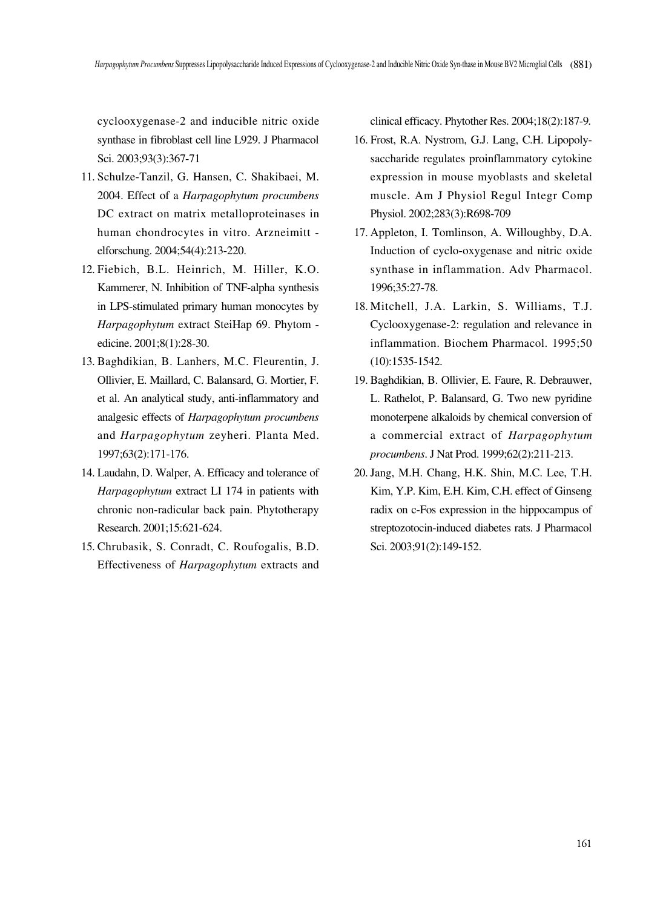cyclooxygenase-2 and inducible nitric oxide synthase in fibroblast cell line L929. J Pharmacol Sci. 2003;93(3):367-71

11. Schulze-Tanzil, G. Hansen, C. Shakibaei, M. 2004. Effect of a *Harpagophytum procumbens* DC extract on matrix metalloproteinases in human chondrocytes in vitro. Arzneimitt - elforschung. 2004;54(4):213-220.
12. Fiebich, B.L. Heinrich, M. Hiller, K.O. Kammerer, N. Inhibition of TNF-alpha synthesis in LPS-stimulated primary human monocytes by *Harpagophytum* extract SteiHap 69. Phytom - edicine. 2001;8(1):28-30.
13. Baghdikian, B. Lanhers, M.C. Fleurentin, J. Ollivier, E. Maillard, C. Balansard, G. Mortier, F. et al. An analytical study, anti-inflammatory and analgesic effects of *Harpagophytum procumbens* and *Harpagophytum* zeyheri. Planta Med. 1997;63(2):171-176.
14. Laudahn, D. Walper, A. Efficacy and tolerance of *Harpagophytum* extract LI 174 in patients with chronic non-radicular back pain. Phytotherapy Research. 2001;15:621-624.
15. Chrubasik, S. Conradt, C. Roufogalis, B.D. Effectiveness of *Harpagophytum* extracts and clinical efficacy. Phytother Res. 2004;18(2):187-9.
16. Frost, R.A. Nystrom, G.J. Lang, C.H. Lipopolysaccharide regulates proinflammatory cytokine expression in mouse myoblasts and skeletal muscle. Am J Physiol Regul Integr Comp Physiol. 2002;283(3):R698-709
17. Appleton, I. Tomlinson, A. Willoughby, D.A. Induction of cyclo-oxygenase and nitric oxide synthase in inflammation. Adv Pharmacol. 1996;35:27-78.
18. Mitchell, J.A. Larkin, S. Williams, T.J. Cyclooxygenase-2: regulation and relevance in inflammation. Biochem Pharmacol. 1995;50 (10):1535-1542.
19. Baghdikian, B. Ollivier, E. Faure, R. Debrauwer, L. Rathelot, P. Balansard, G. Two new pyridine monoterpene alkaloids by chemical conversion of a commercial extract of *Harpagophytum procumbens*. J Nat Prod. 1999;62(2):211-213.
20. Jang, M.H. Chang, H.K. Shin, M.C. Lee, T.H. Kim, Y.P. Kim, E.H. Kim, C.H. effect of Ginseng radix on c-Fos expression in the hippocampus of streptozotocin-induced diabetes rats. J Pharmacol Sci. 2003;91(2):149-152.